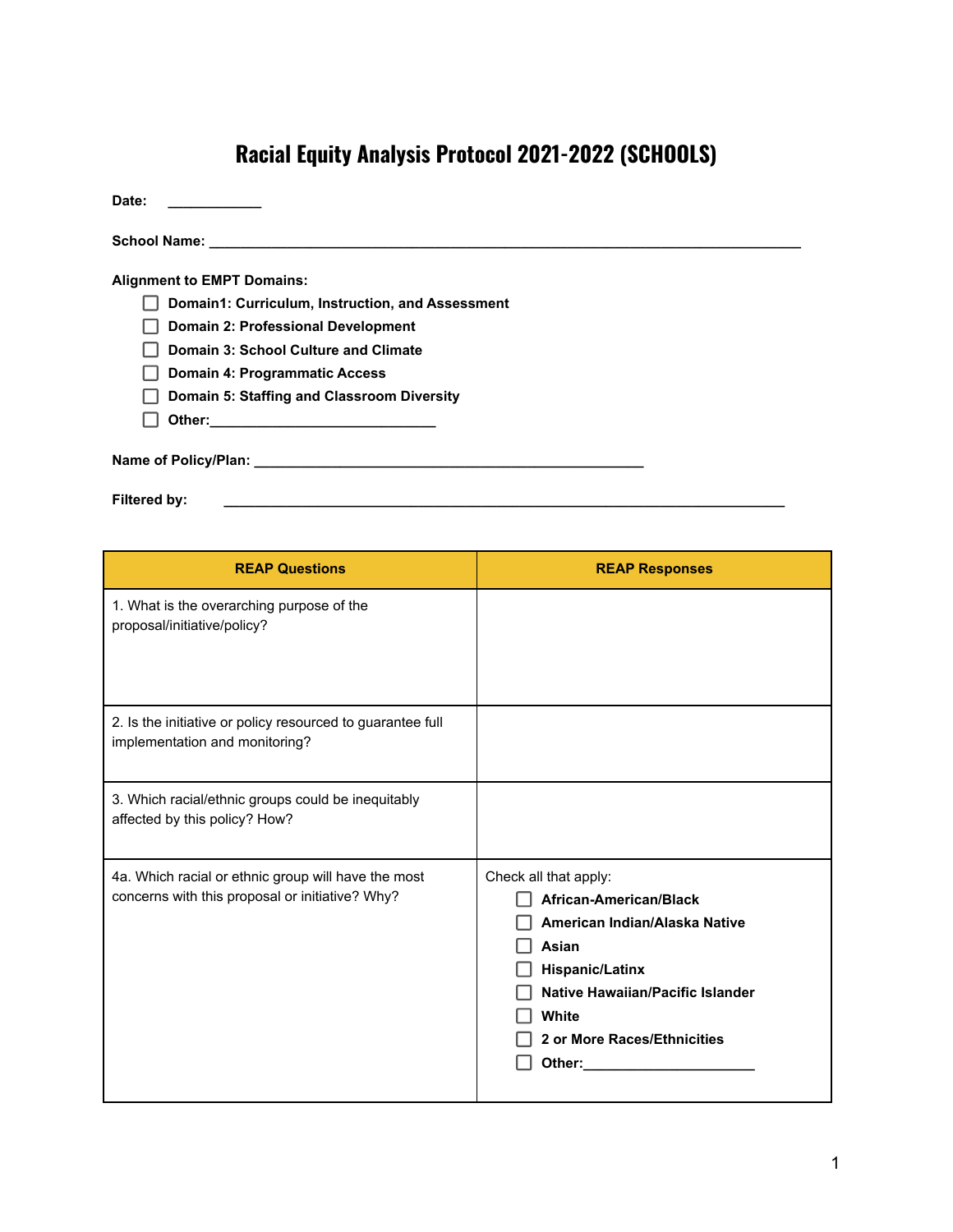# Racial Equity Analysis Protocol 2021-2022 (SCHOOLS)

**Date:** ____________

**School Name:** ___________________________________________________________________________

**Alignment to EMPT Domains:**

- ☐ **Domain1: Curriculum, Instruction, and Assessment**
- ☐ **Domain 2: Professional Development**
- ☐ **Domain 3: School Culture and Climate**
- ☐ **Domain 4: Programmatic Access**
- ☐ **Domain 5: Staffing and Classroom Diversity**
- ☐ **Other:**_____________________________

**Name of Policy/Plan:** __________________________________________________

**Filtered by:** __________________________________________________________________________

| REAP Questions | REAP Responses |
|---|---|
| 1. What is the overarching purpose of the proposal/initiative/policy? | |
| 2. Is the initiative or policy resourced to guarantee full implementation and monitoring? | |
| 3. Which racial/ethnic groups could be inequitably affected by this policy? How? | |
| 4a. Which racial or ethnic group will have the most concerns with this proposal or initiative? Why? | Check all that apply:<br>☐ **African-American/Black**<br>☐ **American Indian/Alaska Native**<br>☐ **Asian**<br>☐ **Hispanic/Latinx**<br>☐ **Native Hawaiian/Pacific Islander**<br>☐ **White**<br>☐ **2 or More Races/Ethnicities**<br>☐ **Other:**______________________ |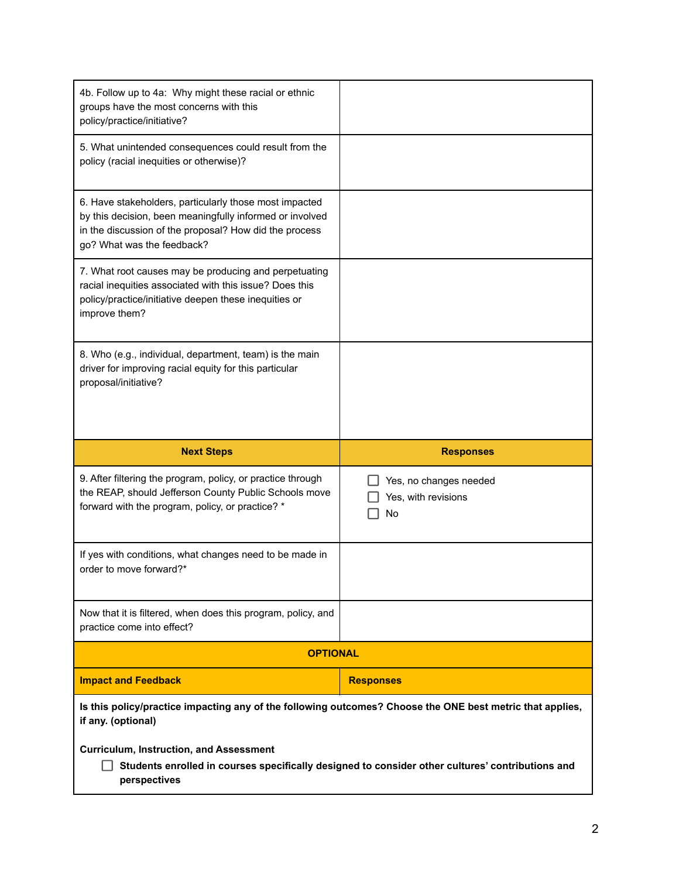| | |
|---|---|
| 4b. Follow up to 4a: Why might these racial or ethnic groups have the most concerns with this policy/practice/initiative? | |
| 5. What unintended consequences could result from the policy (racial inequities or otherwise)? | |
| 6. Have stakeholders, particularly those most impacted by this decision, been meaningfully informed or involved in the discussion of the proposal? How did the process go? What was the feedback? | |
| 7. What root causes may be producing and perpetuating racial inequities associated with this issue? Does this policy/practice/initiative deepen these inequities or improve them? | |
| 8. Who (e.g., individual, department, team) is the main driver for improving racial equity for this particular proposal/initiative? | |

| **Next Steps** | **Responses** |
|---|---|
| 9. After filtering the program, policy, or practice through the REAP, should Jefferson County Public Schools move forward with the program, policy, or practice? * | ☐ Yes, no changes needed<br>☐ Yes, with revisions<br>☐ No |
| If yes with conditions, what changes need to be made in order to move forward?* | |
| Now that it is filtered, when does this program, policy, and practice come into effect? | |

| **OPTIONAL** | |
|---|---|
| **Impact and Feedback** | **Responses** |
| **Is this policy/practice impacting any of the following outcomes? Choose the ONE best metric that applies, if any. (optional)**<br><br>**Curriculum, Instruction, and Assessment**<br>☐ **Students enrolled in courses specifically designed to consider other cultures' contributions and perspectives** | |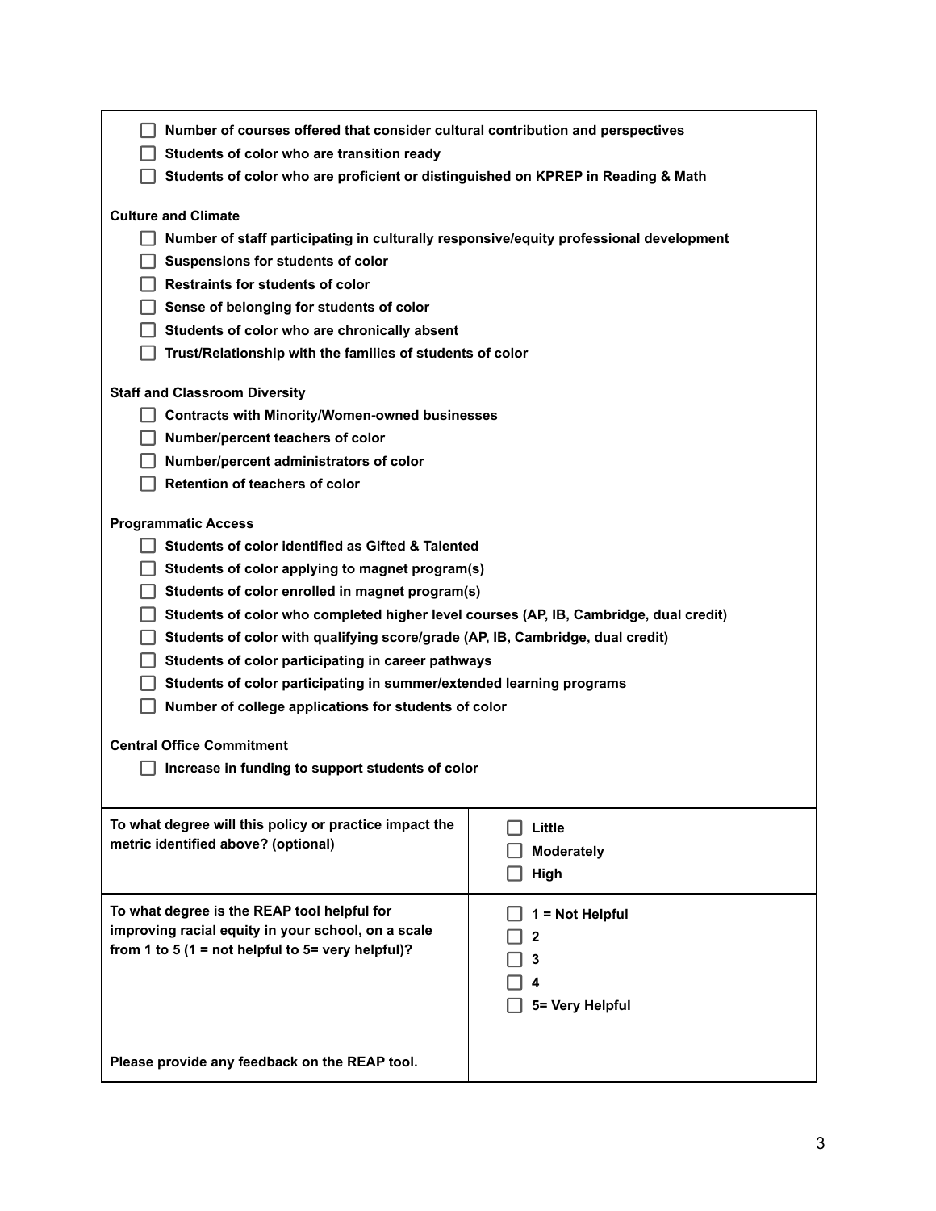- [ ] **Number of courses offered that consider cultural contribution and perspectives**
- [ ] **Students of color who are transition ready**
- [ ] **Students of color who are proficient or distinguished on KPREP in Reading & Math**

**Culture and Climate**

- [ ] **Number of staff participating in culturally responsive/equity professional development**
- [ ] **Suspensions for students of color**
- [ ] **Restraints for students of color**
- [ ] **Sense of belonging for students of color**
- [ ] **Students of color who are chronically absent**
- [ ] **Trust/Relationship with the families of students of color**

**Staff and Classroom Diversity**

- [ ] **Contracts with Minority/Women-owned businesses**
- [ ] **Number/percent teachers of color**
- [ ] **Number/percent administrators of color**
- [ ] **Retention of teachers of color**

**Programmatic Access**

- [ ] **Students of color identified as Gifted & Talented**
- [ ] **Students of color applying to magnet program(s)**
- [ ] **Students of color enrolled in magnet program(s)**
- [ ] **Students of color who completed higher level courses (AP, IB, Cambridge, dual credit)**
- [ ] **Students of color with qualifying score/grade (AP, IB, Cambridge, dual credit)**
- [ ] **Students of color participating in career pathways**
- [ ] **Students of color participating in summer/extended learning programs**
- [ ] **Number of college applications for students of color**

**Central Office Commitment**

- [ ] **Increase in funding to support students of color**

| | |
|---|---|
| **To what degree will this policy or practice impact the metric identified above? (optional)** | ☐ **Little**<br>☐ **Moderately**<br>☐ **High** |
| **To what degree is the REAP tool helpful for improving racial equity in your school, on a scale from 1 to 5 (1 = not helpful to 5= very helpful)?** | ☐ **1 = Not Helpful**<br>☐ **2**<br>☐ **3**<br>☐ **4**<br>☐ **5= Very Helpful** |
| **Please provide any feedback on the REAP tool.** | |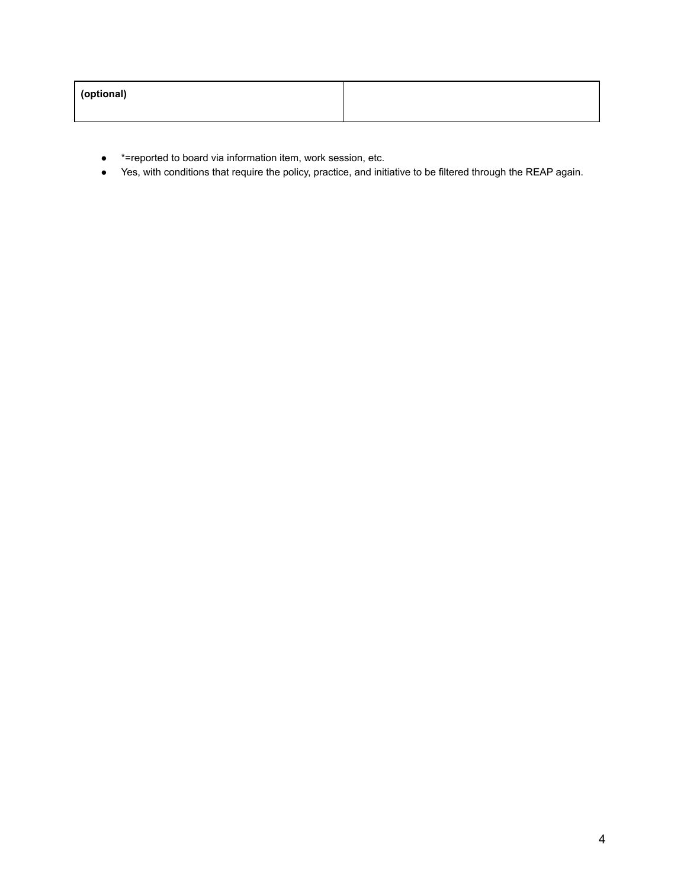| | |
|---|---|
| **(optional)** | |

- *=reported to board via information item, work session, etc.
- Yes, with conditions that require the policy, practice, and initiative to be filtered through the REAP again.